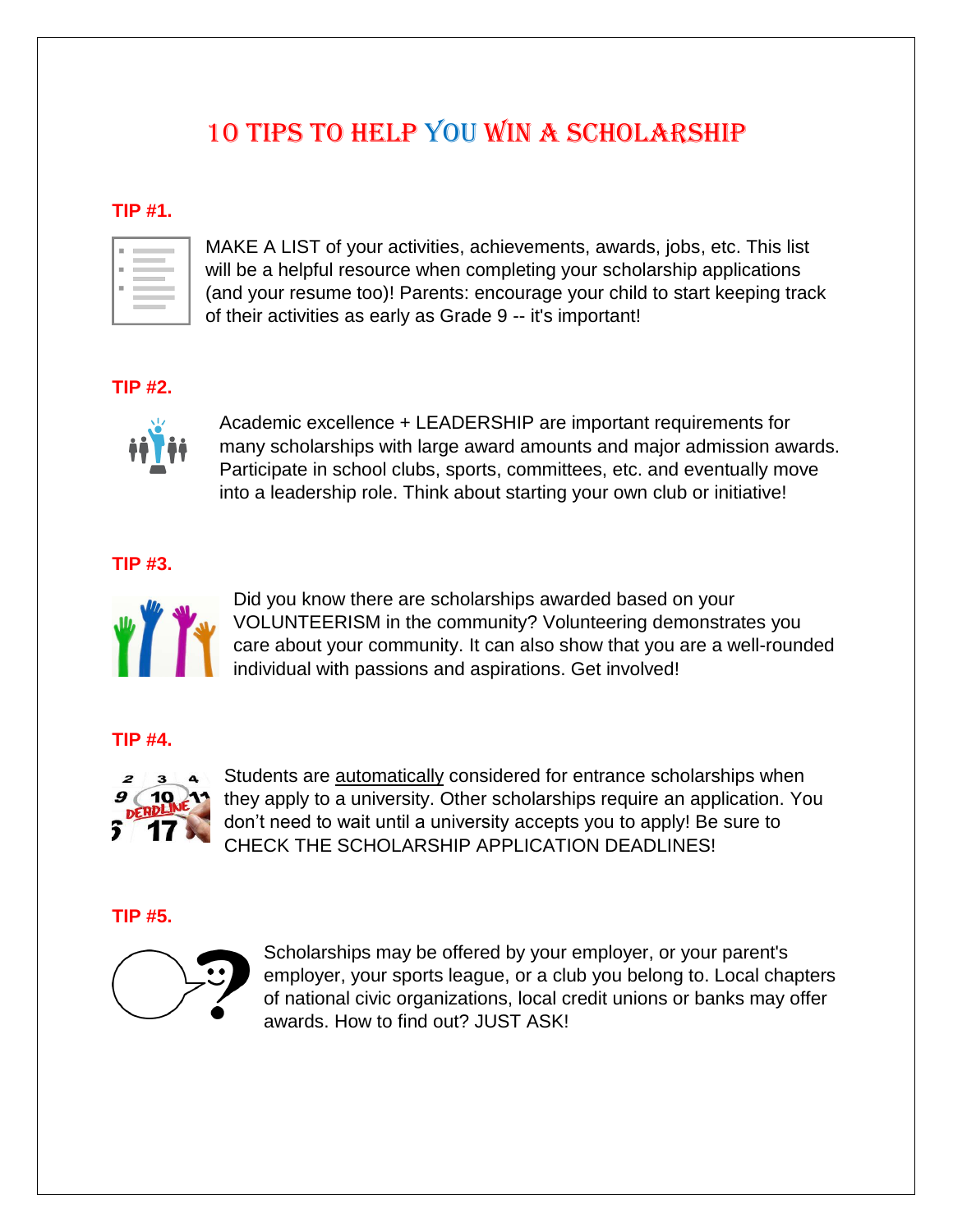# 10 TIPS TO HELP YOU WIN A SCHOLARSHIP

**TIP #1.**

MAKE A LIST of your activities, achievements, awards, jobs, etc. This list will be a helpful resource when completing your scholarship applications (and your resume too)! Parents: encourage your child to start keeping track of their activities as early as Grade 9 -- it's important!

**TIP #2.**

Academic excellence + LEADERSHIP are important requirements for many scholarships with large award amounts and major admission awards. Participate in school clubs, sports, committees, etc. and eventually move into a leadership role. Think about starting your own club or initiative!

**TIP #3.**

Did you know there are scholarships awarded based on your VOLUNTEERISM in the community? Volunteering demonstrates you care about your community. It can also show that you are a well-rounded individual with passions and aspirations. Get involved!

**TIP #4.**

Students are <u>automatically</u> considered for entrance scholarships when they apply to a university. Other scholarships require an application. You don't need to wait until a university accepts you to apply! Be sure to CHECK THE SCHOLARSHIP APPLICATION DEADLINES!

**TIP #5.**

Scholarships may be offered by your employer, or your parent's employer, your sports league, or a club you belong to. Local chapters of national civic organizations, local credit unions or banks may offer awards. How to find out? JUST ASK!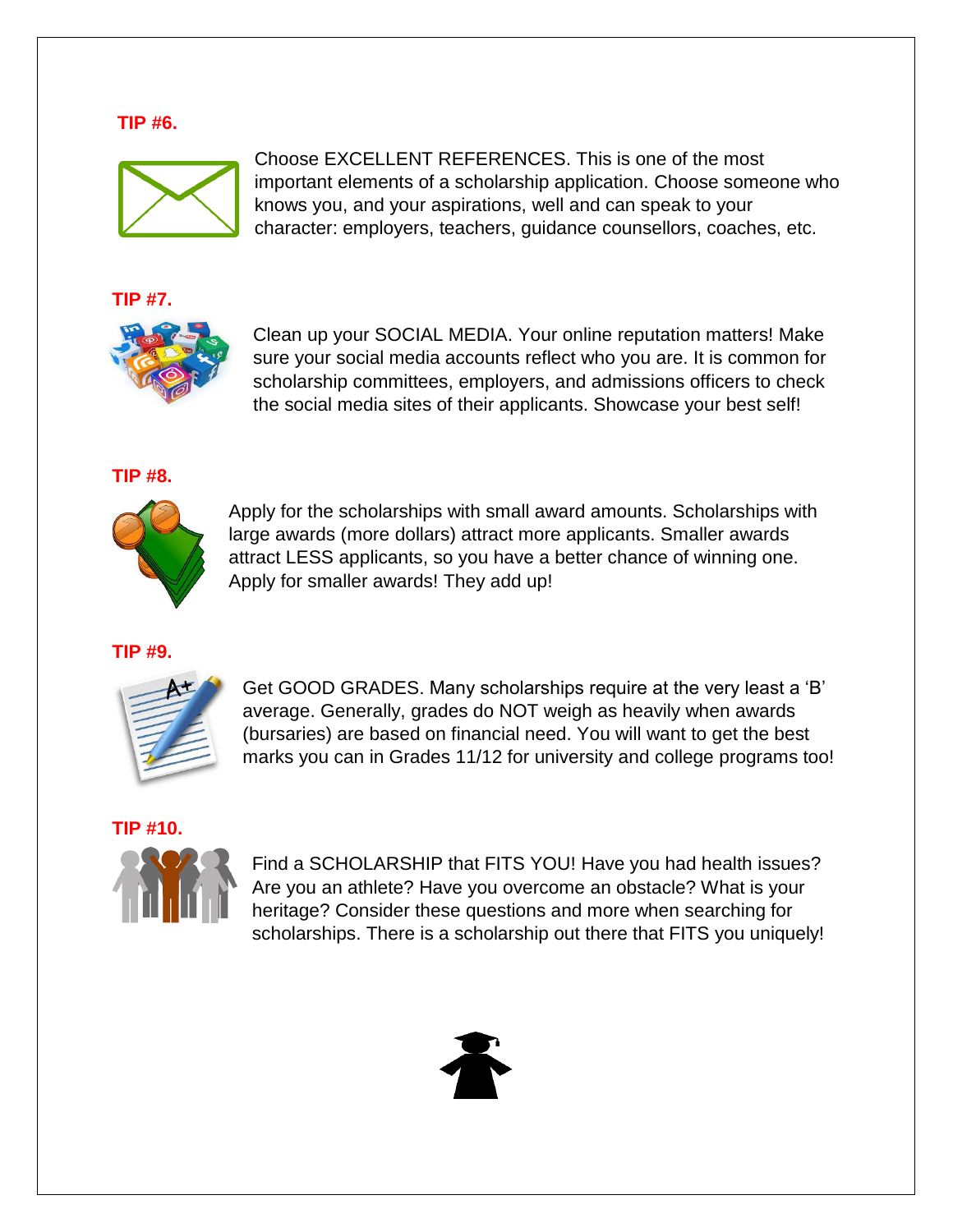**TIP #6.**

Choose EXCELLENT REFERENCES. This is one of the most important elements of a scholarship application. Choose someone who knows you, and your aspirations, well and can speak to your character: employers, teachers, guidance counsellors, coaches, etc.

**TIP #7.**

Clean up your SOCIAL MEDIA. Your online reputation matters! Make sure your social media accounts reflect who you are. It is common for scholarship committees, employers, and admissions officers to check the social media sites of their applicants. Showcase your best self!

**TIP #8.**

Apply for the scholarships with small award amounts. Scholarships with large awards (more dollars) attract more applicants. Smaller awards attract LESS applicants, so you have a better chance of winning one. Apply for smaller awards! They add up!

**TIP #9.**

Get GOOD GRADES. Many scholarships require at the very least a 'B' average. Generally, grades do NOT weigh as heavily when awards (bursaries) are based on financial need. You will want to get the best marks you can in Grades 11/12 for university and college programs too!

**TIP #10.**

Find a SCHOLARSHIP that FITS YOU! Have you had health issues? Are you an athlete? Have you overcome an obstacle? What is your heritage? Consider these questions and more when searching for scholarships. There is a scholarship out there that FITS you uniquely!